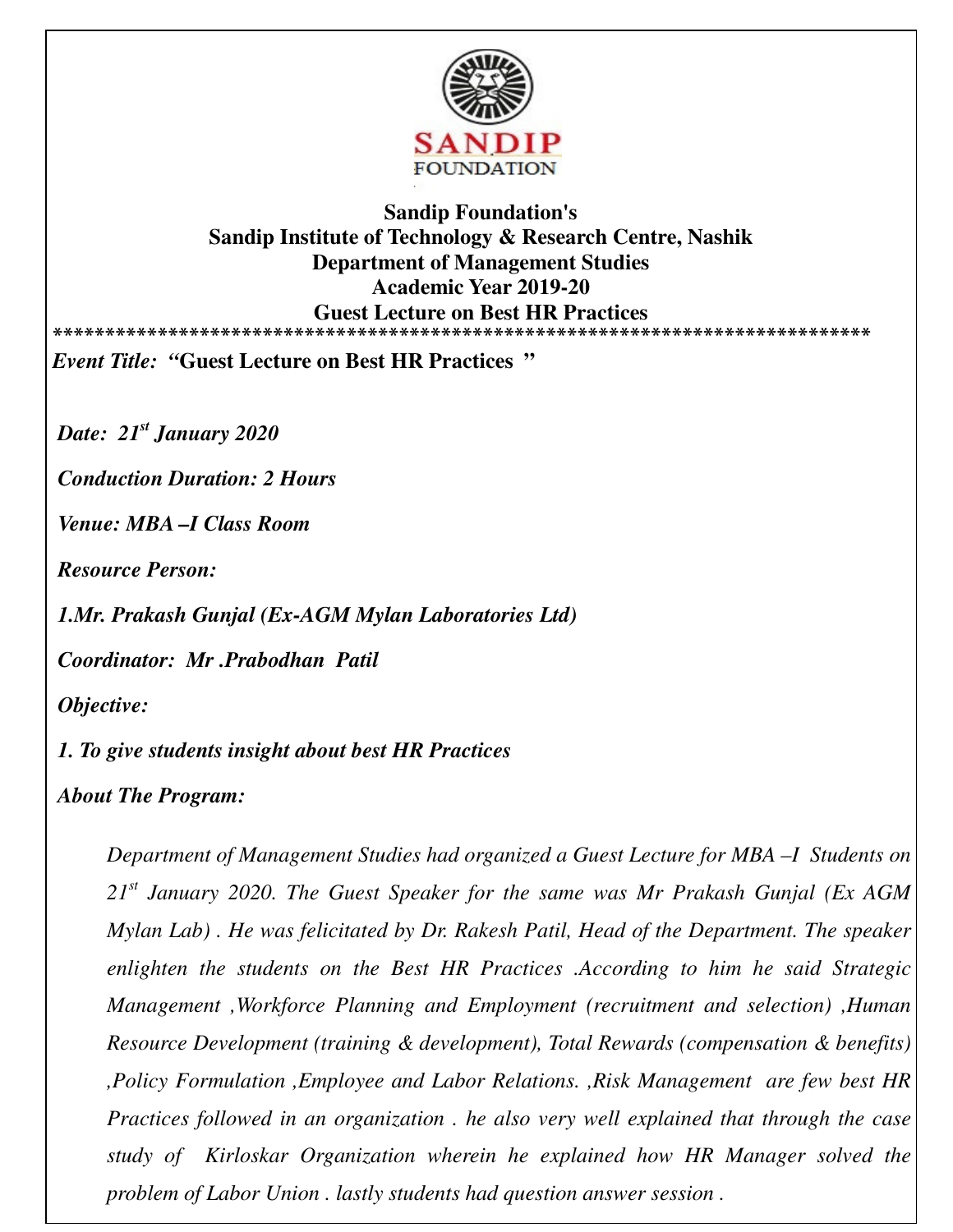**Sandip Foundation's**
**Sandip Institute of Technology & Research Centre, Nashik**
**Department of Management Studies**
**Academic Year 2019-20**
**Guest Lecture on Best HR Practices**

*******************************************************************************

*Event Title:* **"Guest Lecture on Best HR Practices "**

***Date: 21st January 2020***

***Conduction Duration: 2 Hours***

***Venue: MBA –I Class Room***

***Resource Person:***

***1.Mr. Prakash Gunjal (Ex-AGM Mylan Laboratories Ltd)***

***Coordinator: Mr .Prabodhan Patil***

***Objective:***

***1. To give students insight about best HR Practices***

***About The Program:***

*Department of Management Studies had organized a Guest Lecture for MBA –I Students on 21st January 2020. The Guest Speaker for the same was Mr Prakash Gunjal (Ex AGM Mylan Lab) . He was felicitated by Dr. Rakesh Patil, Head of the Department. The speaker enlighten the students on the Best HR Practices .According to him he said Strategic Management ,Workforce Planning and Employment (recruitment and selection) ,Human Resource Development (training & development), Total Rewards (compensation & benefits) ,Policy Formulation ,Employee and Labor Relations. ,Risk Management are few best HR Practices followed in an organization . he also very well explained that through the case study of Kirloskar Organization wherein he explained how HR Manager solved the problem of Labor Union . lastly students had question answer session .*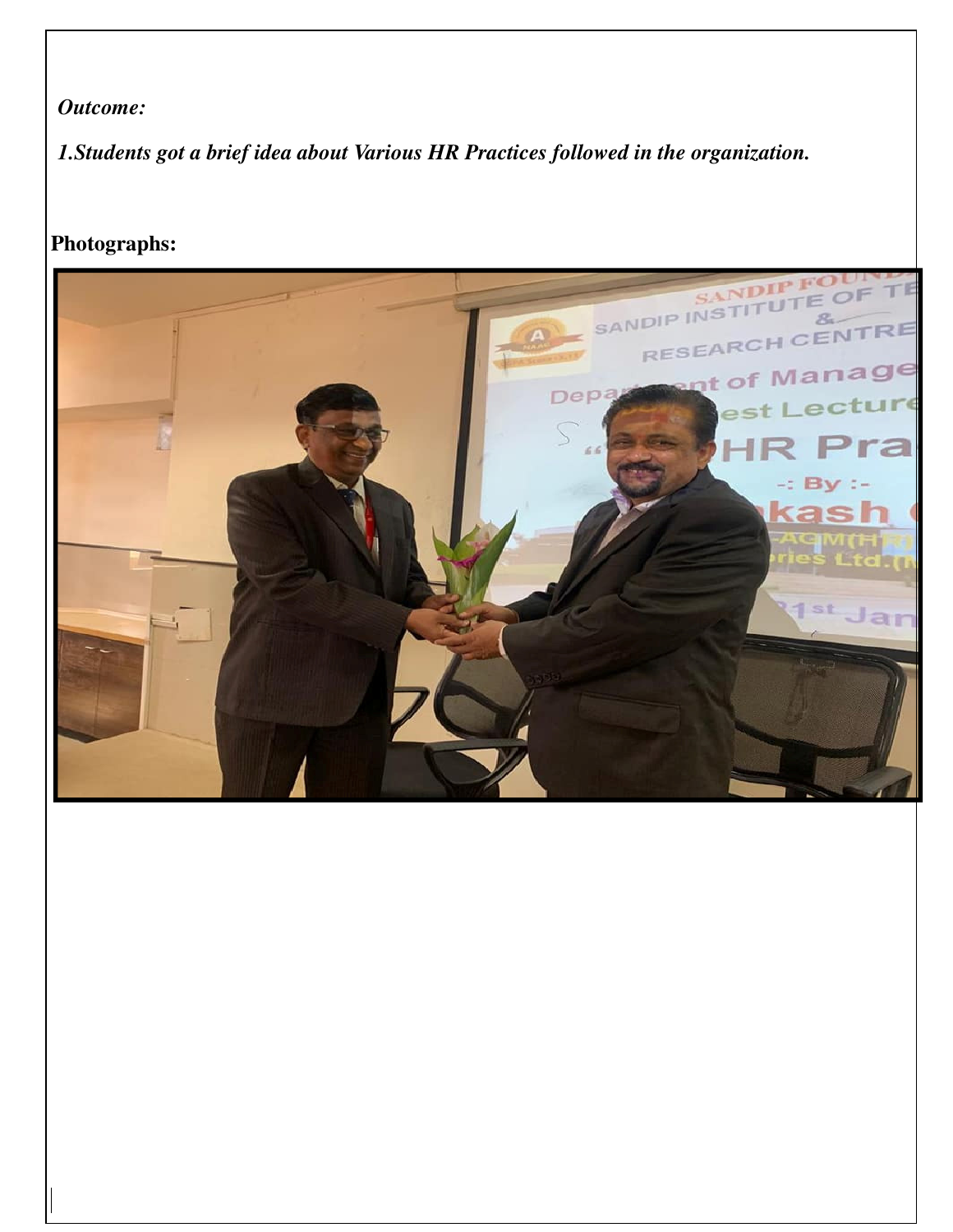*Outcome:*

*1.Students got a brief idea about Various HR Practices followed in the organization.*

**Photographs:**